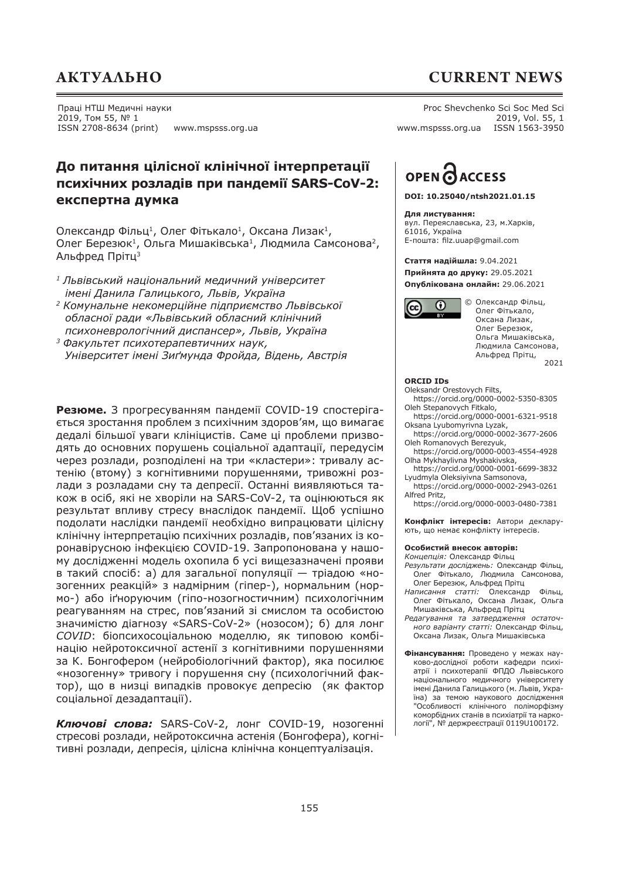# До питання цілісної клінічної інтерпретації психічних розладів при пандемії SARS-CoV-2: експертна думка

Олександр Фільц[1], Олег Фітькало[1], Оксана Лизак[1], Олег Березюк[1], Ольга Мишаківська[1], Людмила Самсонова[2], Альфред Прітц[3]

[1] *Львівський національний медичний університет імені Данила Галицького, Львів, Україна*

[2] *Комунальне некомерційне підприємство Львівської обласної ради «Львівський обласний клінічний психоневрологічний диспансер», Львів, Україна*

[3] *Факультет психотерапевтичних наук, Університет імені Зиґмунда Фройда, Відень, Австрія*

**Резюме.** З прогресуванням пандемії COVID-19 спостерігається зростання проблем з психічним здоров'ям, що вимагає дедалі більшої уваги клініцистів. Саме ці проблеми призводять до основних порушень соціальної адаптації, передусім через розлади, розподілені на три «кластери»: тривалу астенію (втому) з когнітивними порушеннями, тривожні розлади з розладами сну та депресії. Останні виявляються також в осіб, які не хворіли на SARS-CoV-2, та оцінюються як результат впливу стресу внаслідок пандемії. Щоб успішно подолати наслідки пандемії необхідно випрацювати цілісну клінічну інтерпретацію психічних розладів, пов'язаних із коронавірусною інфекцією COVID-19. Запропонована у нашому дослідженні модель охопила б усі вищезазначені прояви в такий спосіб: а) для загальної популяції — тріадою «нозогенних реакцій» з надмірним (гіпер-), нормальним (нормо-) або іґноруючим (гіпо-нозогностичним) психологічним реагуванням на стрес, пов'язаний зі смислом та особистою значимістю діагнозу «SARS-CoV-2» (нозосом); б) для лонг *COVID*: біопсихосоціальною моделлю, як типовою комбінацію нейротоксичної астенії з когнітивними порушеннями за К. Бонгофером (нейробіологічний фактор), яка посилює «нозогенну» тривогу і порушення сну (психологічний фактор), що в низці випадків провокує депресію (як фактор соціальної дезадаптації).

***Ключові слова:*** SARS-CoV-2, лонг COVID-19, нозогенні стресові розлади, нейротоксична астенія (Бонгофера), когнітивні розлади, депресія, цілісна клінічна концептуалізація.

**DOI: 10.25040/ntsh2021.01.15**

**Для листування:**
вул. Переяславська, 23, м.Харків, 61016, Україна
E-пошта: filz.uuap@gmail.com

**Стаття надійшла:** 9.04.2021
**Прийнята до друку:** 29.05.2021
**Опублікована онлайн:** 29.06.2021

© Олександр Фільц, Олег Фітькало, Оксана Лизак, Олег Березюк, Ольга Мишаківська, Людмила Самсонова, Альфред Прітц, 2021

**ORCID IDs**
Oleksandr Orestovych Filts, https://orcid.org/0000-0002-5350-8305
Oleh Stepanovych Fitkalo, https://orcid.org/0000-0001-6321-9518
Oksana Lyubomyrivna Lyzak, https://orcid.org/0000-0002-3677-2606
Oleh Romanovych Berezyuk, https://orcid.org/0000-0003-4554-4928
Olha Mykhaylivna Myshakivska, https://orcid.org/0000-0001-6699-3832
Lyudmyla Oleksiyivna Samsonova, https://orcid.org/0000-0002-2943-0261
Alfred Pritz, https://orcid.org/0000-0003-0480-7381

**Конфлікт інтересів:** Автори декларують, що немає конфлікту інтересів.

**Особистий внесок авторів:**
*Концепція:* Олександр Фільц
*Результати досліджень:* Олександр Фільц, Олег Фітькало, Людмила Самсонова, Олег Березюк, Альфред Прітц
*Написання статті:* Олександр Фільц, Олег Фітькало, Оксана Лизак, Ольга Мишаківська, Альфред Прітц
*Редагування та затвердження остаточного варіанту статті:* Олександр Фільц, Оксана Лизак, Ольга Мишаківська

**Фінансування:** Проведено у межах науково-дослідної роботи кафедри психіатрії і психотерапії ФПДО Львівського національного медичного університету імені Данила Галицького (м. Львів, Україна) за темою наукового дослідження "Особливості клінічного поліморфізму коморбідних станів в психіатрії та наркології", № держреєстрації 0119U100172.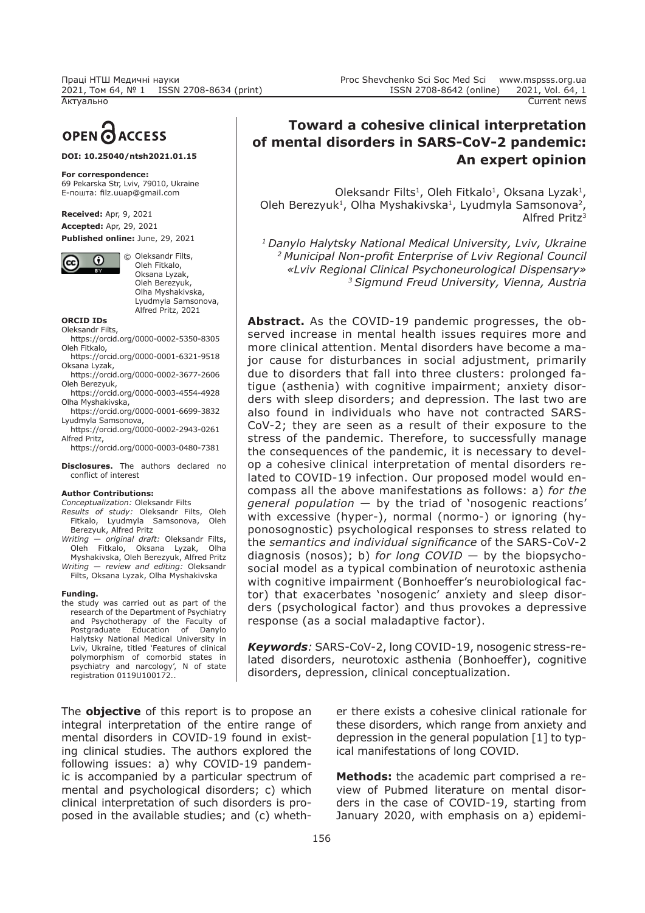OPEN ACCESS

**DOI: 10.25040/ntsh2021.01.15**

**For correspondence:**
69 Pekarska Str, Lviv, 79010, Ukraine
E-пошта: filz.uuap@gmail.com

**Received:** Apr, 9, 2021
**Accepted:** Apr, 29, 2021
**Published online:** June, 29, 2021

© Oleksandr Filts, Oleh Fitkalo, Oksana Lyzak, Oleh Berezyuk, Olha Myshakivska, Lyudmyla Samsonova, Alfred Pritz, 2021

**ORCID IDs**
Oleksandr Filts,
https://orcid.org/0000-0002-5350-8305
Oleh Fitkalo,
https://orcid.org/0000-0001-6321-9518
Oksana Lyzak,
https://orcid.org/0000-0002-3677-2606
Oleh Berezyuk,
https://orcid.org/0000-0003-4554-4928
Olha Myshakivska,
https://orcid.org/0000-0001-6699-3832
Lyudmyla Samsonova,
https://orcid.org/0000-0002-2943-0261
Alfred Pritz,
https://orcid.org/0000-0003-0480-7381

**Disclosures.** The authors declared no conflict of interest

**Author Contributions:**
*Conceptualization:* Oleksandr Filts
*Results of study:* Oleksandr Filts, Oleh Fitkalo, Lyudmyla Samsonova, Oleh Berezyuk, Alfred Pritz
*Writing — original draft:* Oleksandr Filts, Oleh Fitkalo, Oksana Lyzak, Olha Myshakivska, Oleh Berezyuk, Alfred Pritz
*Writing — review and editing:* Oleksandr Filts, Oksana Lyzak, Olha Myshakivska

**Funding.**
the study was carried out as part of the research of the Department of Psychiatry and Psychotherapy of the Faculty of Postgraduate Education of Danylo Halytsky National Medical University in Lviv, Ukraine, titled 'Features of clinical polymorphism of comorbid states in psychiatry and narcology', N of state registration 0119U100172..

# Toward a cohesive clinical interpretation of mental disorders in SARS-CoV-2 pandemic: An expert opinion

Oleksandr Filts[1], Oleh Fitkalo[1], Oksana Lyzak[1], Oleh Berezyuk[1], Olha Myshakivska[1], Lyudmyla Samsonova[2], Alfred Pritz[3]

*[1] Danylo Halytsky National Medical University, Lviv, Ukraine*
*[2] Municipal Non-profit Enterprise of Lviv Regional Council «Lviv Regional Clinical Psychoneurological Dispensary»*
*[3] Sigmund Freud University, Vienna, Austria*

**Abstract.** As the COVID-19 pandemic progresses, the observed increase in mental health issues requires more and more clinical attention. Mental disorders have become a major cause for disturbances in social adjustment, primarily due to disorders that fall into three clusters: prolonged fatigue (asthenia) with cognitive impairment; anxiety disorders with sleep disorders; and depression. The last two are also found in individuals who have not contracted SARS-CoV-2; they are seen as a result of their exposure to the stress of the pandemic. Therefore, to successfully manage the consequences of the pandemic, it is necessary to develop a cohesive clinical interpretation of mental disorders related to COVID-19 infection. Our proposed model would encompass all the above manifestations as follows: a) *for the general population* — by the triad of 'nosogenic reactions' with excessive (hyper-), normal (normo-) or ignoring (hyponosognostic) psychological responses to stress related to the *semantics and individual significance* of the SARS-CoV-2 diagnosis (nosos); b) *for long COVID* — by the biopsychosocial model as a typical combination of neurotoxic asthenia with cognitive impairment (Bonhoeffer's neurobiological factor) that exacerbates 'nosogenic' anxiety and sleep disorders (psychological factor) and thus provokes a depressive response (as a social maladaptive factor).

***Keywords****:* SARS-CoV-2, long COVID-19, nosogenic stress-related disorders, neurotoxic asthenia (Bonhoeffer), cognitive disorders, depression, clinical conceptualization.

The **objective** of this report is to propose an integral interpretation of the entire range of mental disorders in COVID-19 found in existing clinical studies. The authors explored the following issues: a) why COVID-19 pandemic is accompanied by a particular spectrum of mental and psychological disorders; c) which clinical interpretation of such disorders is proposed in the available studies; and (c) whether there exists a cohesive clinical rationale for these disorders, which range from anxiety and depression in the general population [1] to typical manifestations of long COVID.

**Methods:** the academic part comprised a review of Pubmed literature on mental disorders in the case of COVID-19, starting from January 2020, with emphasis on a) epidemi-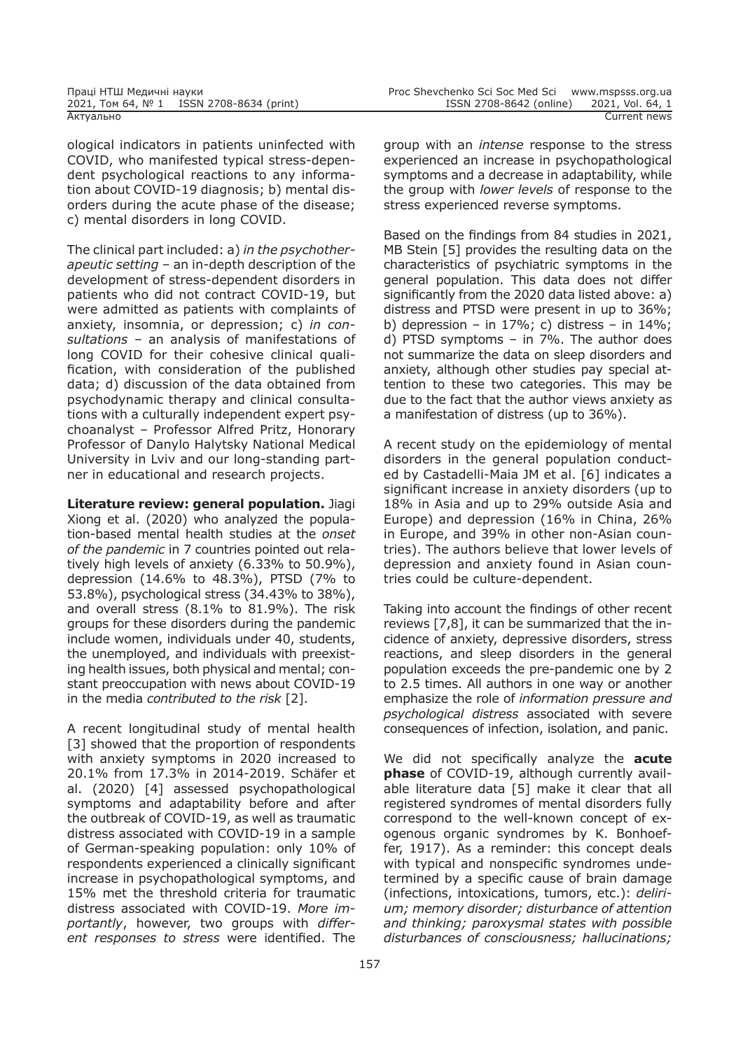ological indicators in patients uninfected with COVID, who manifested typical stress-dependent psychological reactions to any information about COVID-19 diagnosis; b) mental disorders during the acute phase of the disease; c) mental disorders in long COVID.

The clinical part included: a) *in the psychotherapeutic setting* – an in-depth description of the development of stress-dependent disorders in patients who did not contract COVID-19, but were admitted as patients with complaints of anxiety, insomnia, or depression; c) *in consultations* – an analysis of manifestations of long COVID for their cohesive clinical qualification, with consideration of the published data; d) discussion of the data obtained from psychodynamic therapy and clinical consultations with a culturally independent expert psychoanalyst – Professor Alfred Pritz, Honorary Professor of Danylo Halytsky National Medical University in Lviv and our long-standing partner in educational and research projects.

**Literature review: general population.** Jiagi Xiong et al. (2020) who analyzed the population-based mental health studies at the *onset of the pandemic* in 7 countries pointed out relatively high levels of anxiety (6.33% to 50.9%), depression (14.6% to 48.3%), PTSD (7% to 53.8%), psychological stress (34.43% to 38%), and overall stress (8.1% to 81.9%). The risk groups for these disorders during the pandemic include women, individuals under 40, students, the unemployed, and individuals with preexisting health issues, both physical and mental; constant preoccupation with news about COVID-19 in the media *contributed to the risk* [2].

A recent longitudinal study of mental health [3] showed that the proportion of respondents with anxiety symptoms in 2020 increased to 20.1% from 17.3% in 2014-2019. Schäfer et al. (2020) [4] assessed psychopathological symptoms and adaptability before and after the outbreak of COVID-19, as well as traumatic distress associated with COVID-19 in a sample of German-speaking population: only 10% of respondents experienced a clinically significant increase in psychopathological symptoms, and 15% met the threshold criteria for traumatic distress associated with COVID-19. *More importantly*, however, two groups with *different responses to stress* were identified. The group with an *intense* response to the stress experienced an increase in psychopathological symptoms and a decrease in adaptability, while the group with *lower levels* of response to the stress experienced reverse symptoms.

Based on the findings from 84 studies in 2021, MB Stein [5] provides the resulting data on the characteristics of psychiatric symptoms in the general population. This data does not differ significantly from the 2020 data listed above: a) distress and PTSD were present in up to 36%; b) depression – in 17%; c) distress – in 14%; d) PTSD symptoms – in 7%. The author does not summarize the data on sleep disorders and anxiety, although other studies pay special attention to these two categories. This may be due to the fact that the author views anxiety as a manifestation of distress (up to 36%).

A recent study on the epidemiology of mental disorders in the general population conducted by Castadelli-Maia JM et al. [6] indicates a significant increase in anxiety disorders (up to 18% in Asia and up to 29% outside Asia and Europe) and depression (16% in China, 26% in Europe, and 39% in other non-Asian countries). The authors believe that lower levels of depression and anxiety found in Asian countries could be culture-dependent.

Taking into account the findings of other recent reviews [7,8], it can be summarized that the incidence of anxiety, depressive disorders, stress reactions, and sleep disorders in the general population exceeds the pre-pandemic one by 2 to 2.5 times. All authors in one way or another emphasize the role of *information pressure and psychological distress* associated with severe consequences of infection, isolation, and panic.

We did not specifically analyze the **acute phase** of COVID-19, although currently available literature data [5] make it clear that all registered syndromes of mental disorders fully correspond to the well-known concept of exogenous organic syndromes by K. Bonhoeffer, 1917). As a reminder: this concept deals with typical and nonspecific syndromes undetermined by a specific cause of brain damage (infections, intoxications, tumors, etc.): *delirium; memory disorder; disturbance of attention and thinking; paroxysmal states with possible disturbances of consciousness; hallucinations;*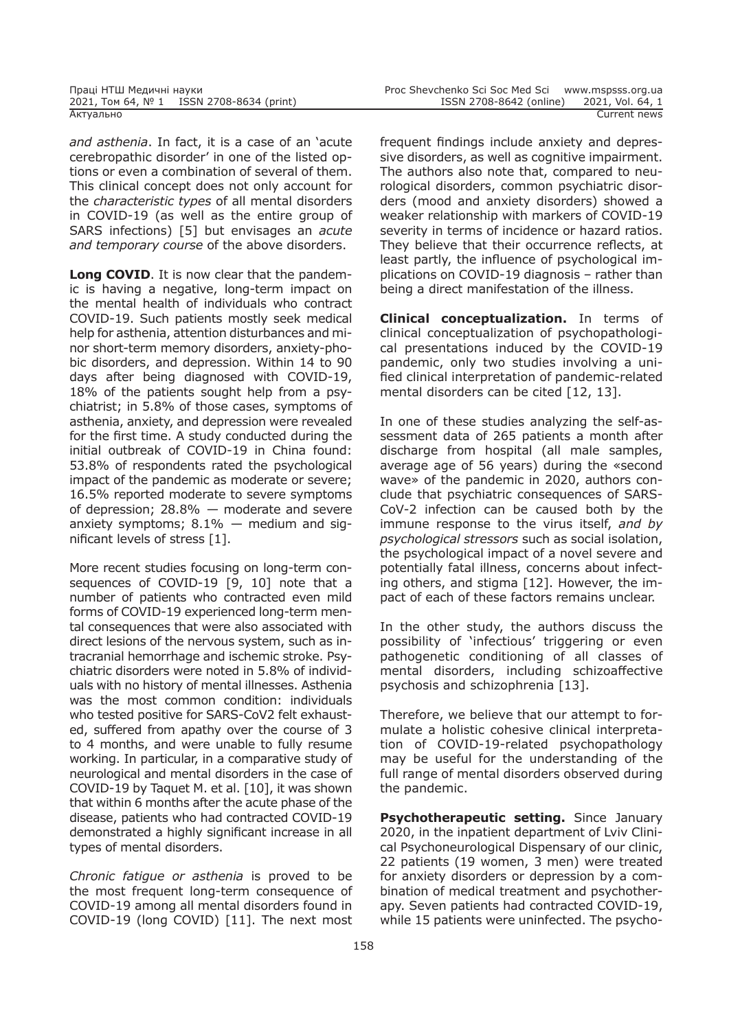*and asthenia*. In fact, it is a case of an 'acute cerebropathic disorder' in one of the listed options or even a combination of several of them. This clinical concept does not only account for the *characteristic types* of all mental disorders in COVID-19 (as well as the entire group of SARS infections) [5] but envisages an *acute and temporary course* of the above disorders.

**Long COVID**. It is now clear that the pandemic is having a negative, long-term impact on the mental health of individuals who contract COVID-19. Such patients mostly seek medical help for asthenia, attention disturbances and minor short-term memory disorders, anxiety-phobic disorders, and depression. Within 14 to 90 days after being diagnosed with COVID-19, 18% of the patients sought help from a psychiatrist; in 5.8% of those cases, symptoms of asthenia, anxiety, and depression were revealed for the first time. A study conducted during the initial outbreak of COVID-19 in China found: 53.8% of respondents rated the psychological impact of the pandemic as moderate or severe; 16.5% reported moderate to severe symptoms of depression; 28.8% — moderate and severe anxiety symptoms; 8.1% — medium and significant levels of stress [1].

More recent studies focusing on long-term consequences of COVID-19 [9, 10] note that a number of patients who contracted even mild forms of COVID-19 experienced long-term mental consequences that were also associated with direct lesions of the nervous system, such as intracranial hemorrhage and ischemic stroke. Psychiatric disorders were noted in 5.8% of individuals with no history of mental illnesses. Asthenia was the most common condition: individuals who tested positive for SARS-CoV2 felt exhausted, suffered from apathy over the course of 3 to 4 months, and were unable to fully resume working. In particular, in a comparative study of neurological and mental disorders in the case of COVID-19 by Taquet M. et al. [10], it was shown that within 6 months after the acute phase of the disease, patients who had contracted COVID-19 demonstrated a highly significant increase in all types of mental disorders.

*Chronic fatigue or asthenia* is proved to be the most frequent long-term consequence of COVID-19 among all mental disorders found in COVID-19 (long COVID) [11]. The next most frequent findings include anxiety and depressive disorders, as well as cognitive impairment. The authors also note that, compared to neurological disorders, common psychiatric disorders (mood and anxiety disorders) showed a weaker relationship with markers of COVID-19 severity in terms of incidence or hazard ratios. They believe that their occurrence reflects, at least partly, the influence of psychological implications on COVID-19 diagnosis – rather than being a direct manifestation of the illness.

**Clinical conceptualization.** In terms of clinical conceptualization of psychopathological presentations induced by the COVID-19 pandemic, only two studies involving a unified clinical interpretation of pandemic-related mental disorders can be cited [12, 13].

In one of these studies analyzing the self-assessment data of 265 patients a month after discharge from hospital (all male samples, average age of 56 years) during the «second wave» of the pandemic in 2020, authors conclude that psychiatric consequences of SARS-CoV-2 infection can be caused both by the immune response to the virus itself, *and by psychological stressors* such as social isolation, the psychological impact of a novel severe and potentially fatal illness, concerns about infecting others, and stigma [12]. However, the impact of each of these factors remains unclear.

In the other study, the authors discuss the possibility of 'infectious' triggering or even pathogenetic conditioning of all classes of mental disorders, including schizoaffective psychosis and schizophrenia [13].

Therefore, we believe that our attempt to formulate a holistic cohesive clinical interpretation of COVID-19-related psychopathology may be useful for the understanding of the full range of mental disorders observed during the pandemic.

**Psychotherapeutic setting.** Since January 2020, in the inpatient department of Lviv Clinical Psychoneurological Dispensary of our clinic, 22 patients (19 women, 3 men) were treated for anxiety disorders or depression by a combination of medical treatment and psychotherapy. Seven patients had contracted COVID-19, while 15 patients were uninfected. The psycho-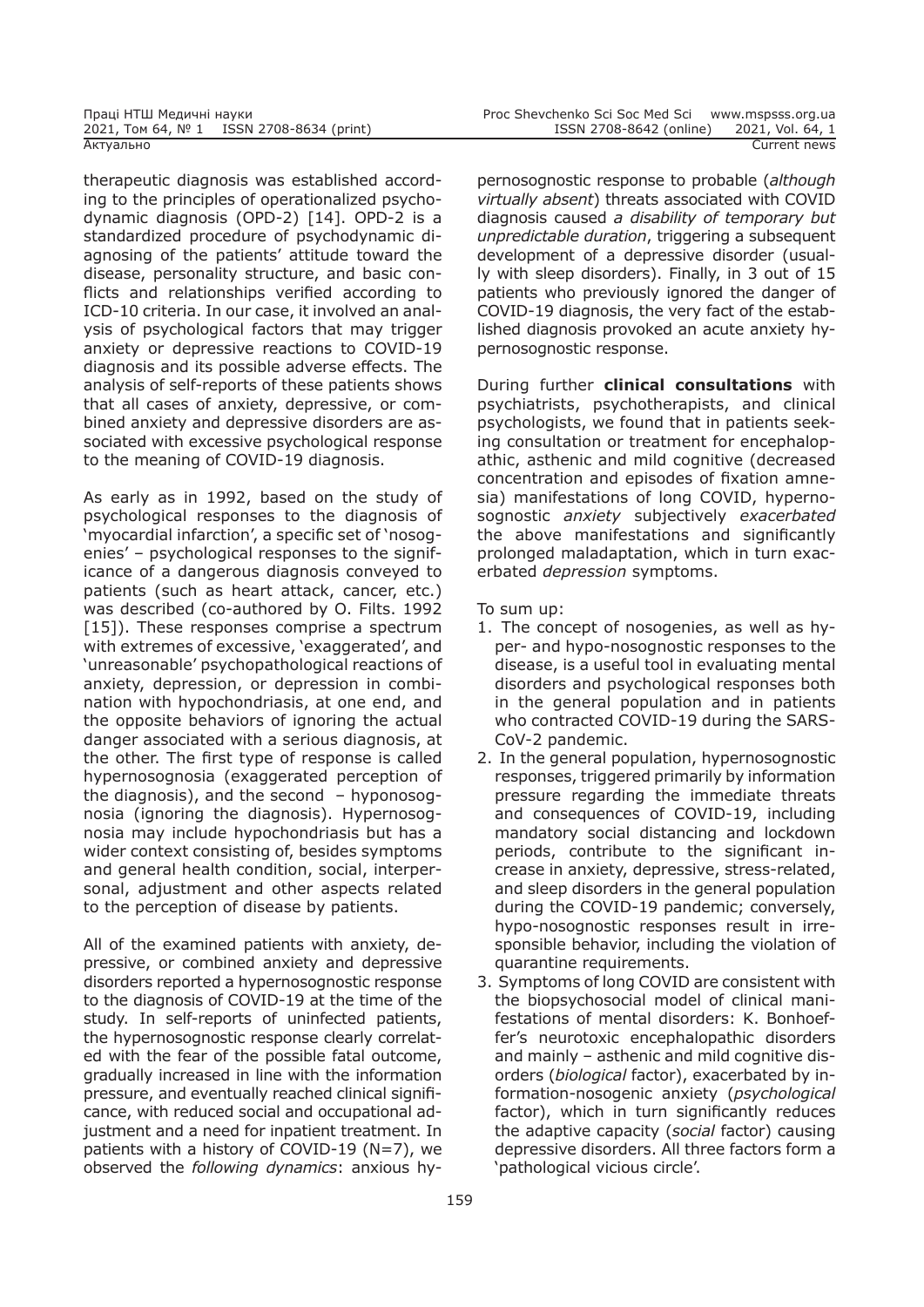therapeutic diagnosis was established according to the principles of operationalized psychodynamic diagnosis (OPD-2) [14]. OPD-2 is a standardized procedure of psychodynamic diagnosing of the patients' attitude toward the disease, personality structure, and basic conflicts and relationships verified according to ICD-10 criteria. In our case, it involved an analysis of psychological factors that may trigger anxiety or depressive reactions to COVID-19 diagnosis and its possible adverse effects. The analysis of self-reports of these patients shows that all cases of anxiety, depressive, or combined anxiety and depressive disorders are associated with excessive psychological response to the meaning of COVID-19 diagnosis.

As early as in 1992, based on the study of psychological responses to the diagnosis of 'myocardial infarction', a specific set of 'nosogenies' – psychological responses to the significance of a dangerous diagnosis conveyed to patients (such as heart attack, cancer, etc.) was described (co-authored by O. Filts. 1992 [15]). These responses comprise a spectrum with extremes of excessive, 'exaggerated', and 'unreasonable' psychopathological reactions of anxiety, depression, or depression in combination with hypochondriasis, at one end, and the opposite behaviors of ignoring the actual danger associated with a serious diagnosis, at the other. The first type of response is called hypernosognosia (exaggerated perception of the diagnosis), and the second – hyponosognosia (ignoring the diagnosis). Hypernosognosia may include hypochondriasis but has a wider context consisting of, besides symptoms and general health condition, social, interpersonal, adjustment and other aspects related to the perception of disease by patients.

All of the examined patients with anxiety, depressive, or combined anxiety and depressive disorders reported a hypernosognostic response to the diagnosis of COVID-19 at the time of the study. In self-reports of uninfected patients, the hypernosognostic response clearly correlated with the fear of the possible fatal outcome, gradually increased in line with the information pressure, and eventually reached clinical significance, with reduced social and occupational adjustment and a need for inpatient treatment. In patients with a history of COVID-19 (N=7), we observed the *following dynamics*: anxious hypernosognostic response to probable (*although virtually absent*) threats associated with COVID diagnosis caused *a disability of temporary but unpredictable duration*, triggering a subsequent development of a depressive disorder (usually with sleep disorders). Finally, in 3 out of 15 patients who previously ignored the danger of COVID-19 diagnosis, the very fact of the established diagnosis provoked an acute anxiety hypernosognostic response.

During further **clinical consultations** with psychiatrists, psychotherapists, and clinical psychologists, we found that in patients seeking consultation or treatment for encephalopathic, asthenic and mild cognitive (decreased concentration and episodes of fixation amnesia) manifestations of long COVID, hypernosognostic *anxiety* subjectively *exacerbated* the above manifestations and significantly prolonged maladaptation, which in turn exacerbated *depression* symptoms.

To sum up:

1. The concept of nosogenies, as well as hyper- and hypo-nosognostic responses to the disease, is a useful tool in evaluating mental disorders and psychological responses both in the general population and in patients who contracted COVID-19 during the SARS-CoV-2 pandemic.
2. In the general population, hypernosognostic responses, triggered primarily by information pressure regarding the immediate threats and consequences of COVID-19, including mandatory social distancing and lockdown periods, contribute to the significant increase in anxiety, depressive, stress-related, and sleep disorders in the general population during the COVID-19 pandemic; conversely, hypo-nosognostic responses result in irresponsible behavior, including the violation of quarantine requirements.
3. Symptoms of long COVID are consistent with the biopsychosocial model of clinical manifestations of mental disorders: K. Bonhoeffer's neurotoxic encephalopathic disorders and mainly – asthenic and mild cognitive disorders (*biological* factor), exacerbated by information-nosogenic anxiety (*psychological* factor), which in turn significantly reduces the adaptive capacity (*social* factor) causing depressive disorders. All three factors form a 'pathological vicious circle'.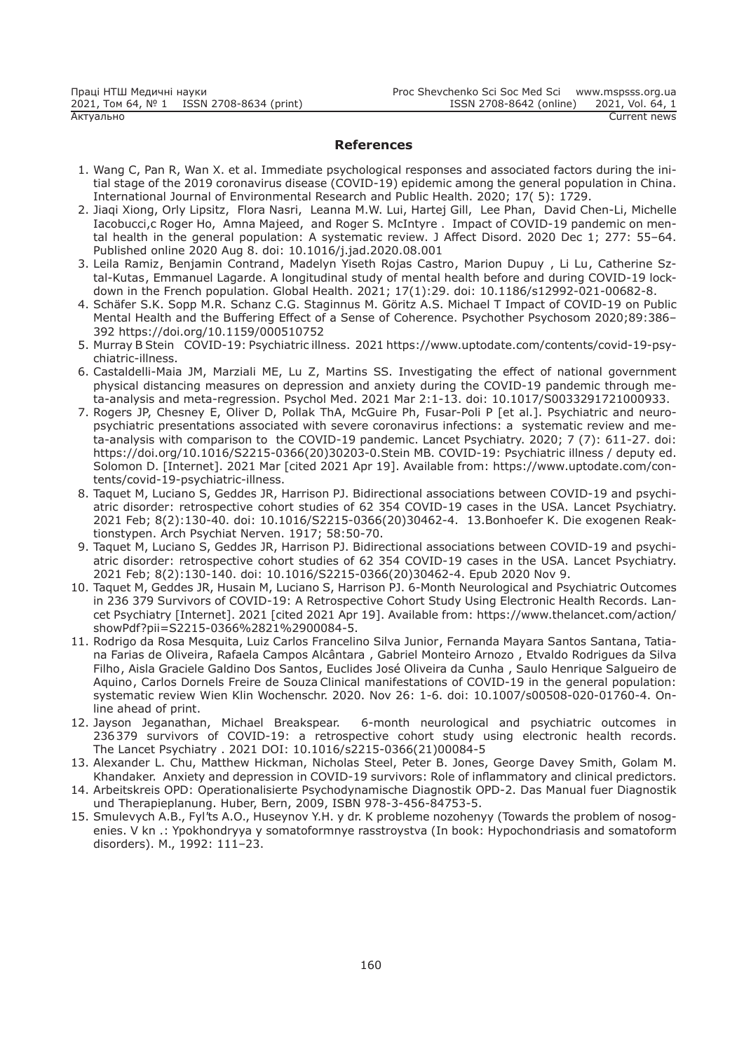## References

1. Wang C, Pan R, Wan X. et al. Immediate psychological responses and associated factors during the initial stage of the 2019 coronavirus disease (COVID-19) epidemic among the general population in China. International Journal of Environmental Research and Public Health. 2020; 17( 5): 1729.
2. Jiaqi Xiong, Orly Lipsitz, Flora Nasri, Leanna M.W. Lui, Hartej Gill, Lee Phan, David Chen-Li, Michelle Iacobucci,c Roger Ho, Amna Majeed, and Roger S. McIntyre . Impact of COVID-19 pandemic on mental health in the general population: A systematic review. J Affect Disord. 2020 Dec 1; 277: 55–64. Published online 2020 Aug 8. doi: 10.1016/j.jad.2020.08.001
3. Leila Ramiz, Benjamin Contrand, Madelyn Yiseth Rojas Castro, Marion Dupuy , Li Lu, Catherine Sztal-Kutas, Emmanuel Lagarde. A longitudinal study of mental health before and during COVID-19 lockdown in the French population. Global Health. 2021; 17(1):29. doi: 10.1186/s12992-021-00682-8.
4. Schäfer S.K. Sopp M.R. Schanz C.G. Staginnus M. Göritz A.S. Michael T Impact of COVID-19 on Public Mental Health and the Buffering Effect of a Sense of Coherence. Psychother Psychosom 2020;89:386–392 https://doi.org/10.1159/000510752
5. Murray B Stein COVID-19: Psychiatric illness. 2021 https://www.uptodate.com/contents/covid-19-psychiatric-illness.
6. Castaldelli-Maia JM, Marziali ME, Lu Z, Martins SS. Investigating the effect of national government physical distancing measures on depression and anxiety during the COVID-19 pandemic through meta-analysis and meta-regression. Psychol Med. 2021 Mar 2:1-13. doi: 10.1017/S0033291721000933.
7. Rogers JP, Chesney E, Oliver D, Pollak ThA, McGuire Ph, Fusar-Poli P [et al.]. Psychiatric and neuropsychiatric presentations associated with severe coronavirus infections: a systematic review and meta-analysis with comparison to the COVID-19 pandemic. Lancet Psychiatry. 2020; 7 (7): 611-27. doi: https://doi.org/10.1016/S2215-0366(20)30203-0.Stein MB. COVID-19: Psychiatric illness / deputy ed. Solomon D. [Internet]. 2021 Mar [cited 2021 Apr 19]. Available from: https://www.uptodate.com/contents/covid-19-psychiatric-illness.
8. Taquet M, Luciano S, Geddes JR, Harrison PJ. Bidirectional associations between COVID-19 and psychiatric disorder: retrospective cohort studies of 62 354 COVID-19 cases in the USA. Lancet Psychiatry. 2021 Feb; 8(2):130-40. doi: 10.1016/S2215-0366(20)30462-4. 13.Bonhoefer K. Die exogenen Reaktionstypen. Arch Psychiat Nerven. 1917; 58:50-70.
9. Taquet M, Luciano S, Geddes JR, Harrison PJ. Bidirectional associations between COVID-19 and psychiatric disorder: retrospective cohort studies of 62 354 COVID-19 cases in the USA. Lancet Psychiatry. 2021 Feb; 8(2):130-140. doi: 10.1016/S2215-0366(20)30462-4. Epub 2020 Nov 9.
10. Taquet M, Geddes JR, Husain M, Luciano S, Harrison PJ. 6-Month Neurological and Psychiatric Outcomes in 236 379 Survivors of COVID-19: A Retrospective Cohort Study Using Electronic Health Records. Lancet Psychiatry [Internet]. 2021 [cited 2021 Apr 19]. Available from: https://www.thelancet.com/action/showPdf?pii=S2215-0366%2821%2900084-5.
11. Rodrigo da Rosa Mesquita, Luiz Carlos Francelino Silva Junior, Fernanda Mayara Santos Santana, Tatiana Farias de Oliveira, Rafaela Campos Alcântara , Gabriel Monteiro Arnozo , Etvaldo Rodrigues da Silva Filho, Aisla Graciele Galdino Dos Santos, Euclides José Oliveira da Cunha , Saulo Henrique Salgueiro de Aquino, Carlos Dornels Freire de Souza Clinical manifestations of COVID-19 in the general population: systematic review Wien Klin Wochenschr. 2020. Nov 26: 1-6. doi: 10.1007/s00508-020-01760-4. Online ahead of print.
12. Jayson Jeganathan, Michael Breakspear. 6-month neurological and psychiatric outcomes in 236379 survivors of COVID-19: a retrospective cohort study using electronic health records. The Lancet Psychiatry . 2021 DOI: 10.1016/s2215-0366(21)00084-5
13. Alexander L. Chu, Matthew Hickman, Nicholas Steel, Peter B. Jones, George Davey Smith, Golam M. Khandaker. Anxiety and depression in COVID-19 survivors: Role of inflammatory and clinical predictors.
14. Arbeitskreis OPD: Operationalisierte Psychodynamische Diagnostik OPD-2. Das Manual fuer Diagnostik und Therapieplanung. Huber, Bern, 2009, ISBN 978-3-456-84753-5.
15. Smulevych A.B., Fyl'ts A.O., Huseynov Y.H. y dr. K probleme nozohenyy (Towards the problem of nosogenies. V kn .: Ypokhondryya y somatoformnye rasstroystva (In book: Hypochondriasis and somatoform disorders). M., 1992: 111–23.